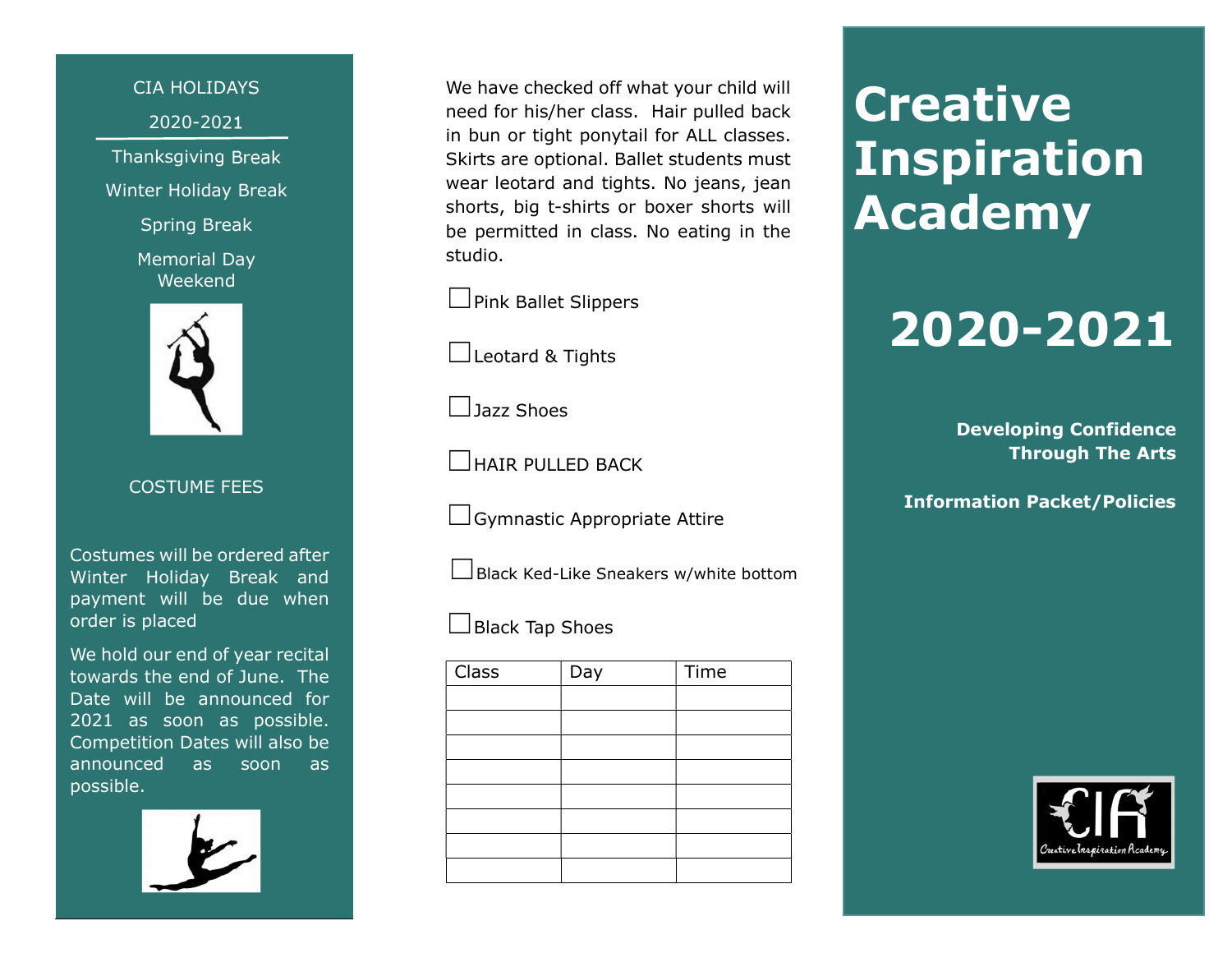CIA HOLIDAYS

2020-2021

Thanksgiving Break

Winter Holiday Break

Spring Break

Memorial Day Weekend

COSTUME FEES

Costumes will be ordered after Winter Holiday Break and payment will be due when order is placed

We hold our end of year recital towards the end of June. The Date will be announced for 2021 as soon as possible. Competition Dates will also be announced as soon as possible.

We have checked off what your child will need for his/her class. Hair pulled back in bun or tight ponytail for ALL classes. Skirts are optional. Ballet students must wear leotard and tights. No jeans, jean shorts, big t-shirts or boxer shorts will be permitted in class. No eating in the studio.

☐ Pink Ballet Slippers

☐ Leotard & Tights

☐ Jazz Shoes

☐ HAIR PULLED BACK

☐ Gymnastic Appropriate Attire

☐ Black Ked-Like Sneakers w/white bottom

☐ Black Tap Shoes

| Class | Day | Time |
| --- | --- | --- |
| | | |
| | | |
| | | |
| | | |
| | | |
| | | |
| | | |
| | | |

# Creative Inspiration Academy

# 2020-2021

**Developing Confidence Through The Arts**

**Information Packet/Policies**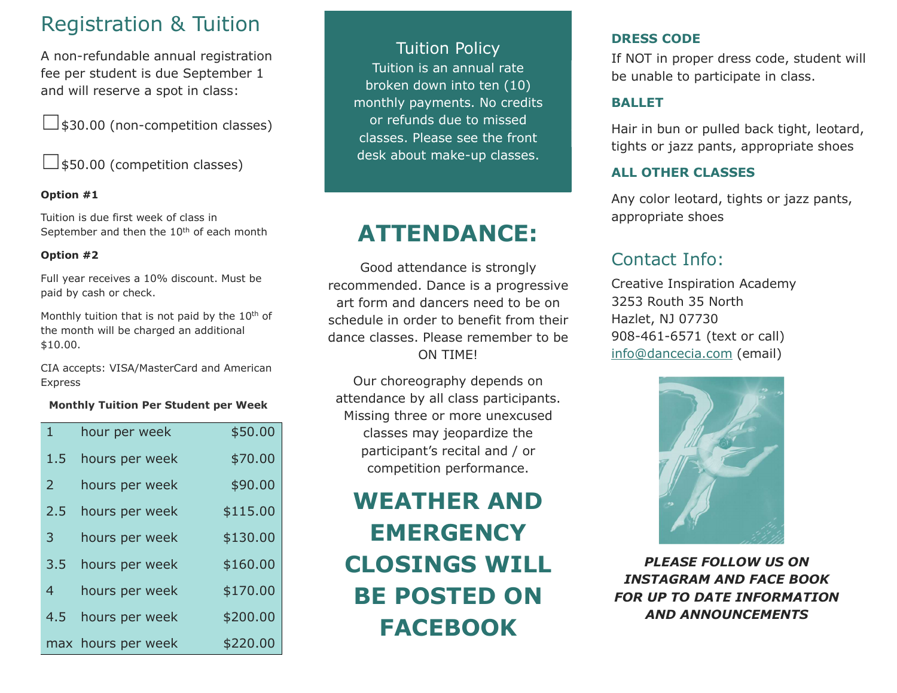## Registration & Tuition

A non-refundable annual registration fee per student is due September 1 and will reserve a spot in class:

☐ $30.00 (non-competition classes)

☐ $50.00 (competition classes)

**Option #1**

Tuition is due first week of class in September and then the 10th of each month

**Option #2**

Full year receives a 10% discount. Must be paid by cash or check.

Monthly tuition that is not paid by the 10th of the month will be charged an additional $10.00.

CIA accepts: VISA/MasterCard and American Express

**Monthly Tuition Per Student per Week**

| | | |
|---|---|---|
| 1 | hour per week | $50.00 |
| 1.5 | hours per week | $70.00 |
| 2 | hours per week | $90.00 |
| 2.5 | hours per week | $115.00 |
| 3 | hours per week | $130.00 |
| 3.5 | hours per week | $160.00 |
| 4 | hours per week | $170.00 |
| 4.5 | hours per week | $200.00 |
| max | hours per week | $220.00 |

### Tuition Policy

Tuition is an annual rate broken down into ten (10) monthly payments. No credits or refunds due to missed classes. Please see the front desk about make-up classes.

## ATTENDANCE:

Good attendance is strongly recommended. Dance is a progressive art form and dancers need to be on schedule in order to benefit from their dance classes. Please remember to be ON TIME!

Our choreography depends on attendance by all class participants. Missing three or more unexcused classes may jeopardize the participant's recital and / or competition performance.

## WEATHER AND EMERGENCY CLOSINGS WILL BE POSTED ON FACEBOOK

### DRESS CODE

If NOT in proper dress code, student will be unable to participate in class.

### BALLET

Hair in bun or pulled back tight, leotard, tights or jazz pants, appropriate shoes

### ALL OTHER CLASSES

Any color leotard, tights or jazz pants, appropriate shoes

## Contact Info:

Creative Inspiration Academy
3253 Routh 35 North
Hazlet, NJ 07730
908-461-6571 (text or call)
info@dancecia.com (email)

***PLEASE FOLLOW US ON INSTAGRAM AND FACE BOOK FOR UP TO DATE INFORMATION AND ANNOUNCEMENTS***